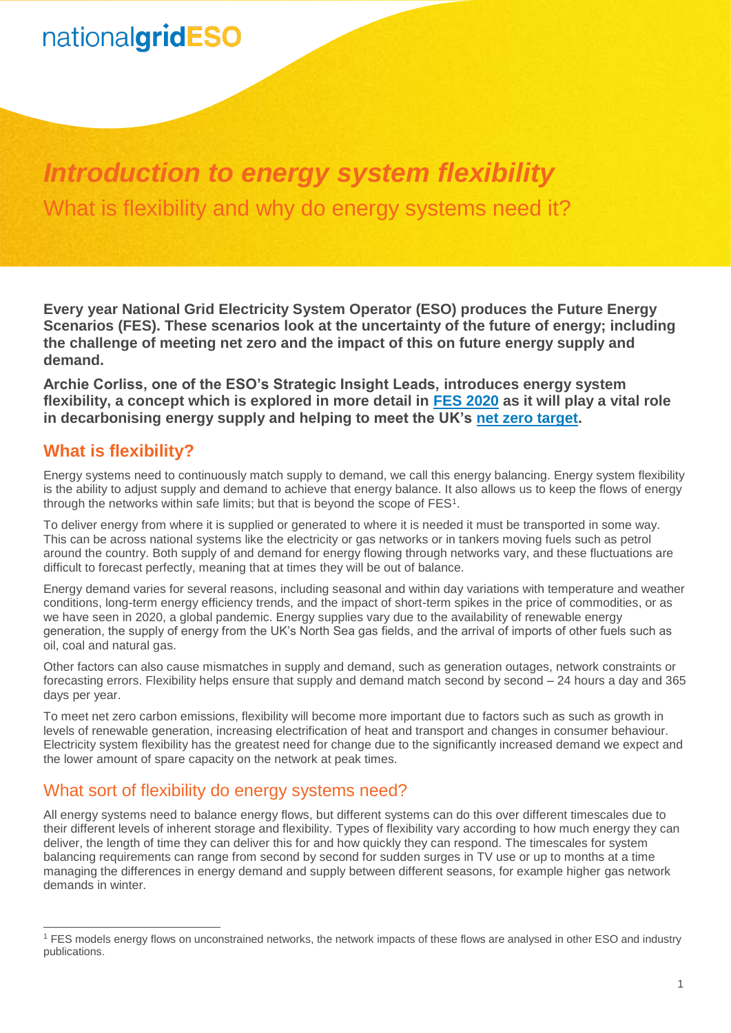nationalgridESO

# *Introduction to energy system flexibility*

What is flexibility and why do energy systems need it?

**Every year National Grid Electricity System Operator (ESO) produces the Future Energy Scenarios (FES). These scenarios look at the uncertainty of the future of energy; including the challenge of meeting net zero and the impact of this on future energy supply and demand.**

**Archie Corliss, one of the ESO's Strategic Insight Leads, introduces energy system flexibility, a concept which is explored in more detail in FES 2020 as it will play a vital role in decarbonising energy supply and helping to meet the UK's net zero target.**

## What is flexibility?

Energy systems need to continuously match supply to demand, we call this energy balancing. Energy system flexibility is the ability to adjust supply and demand to achieve that energy balance. It also allows us to keep the flows of energy through the networks within safe limits; but that is beyond the scope of FES[1].

To deliver energy from where it is supplied or generated to where it is needed it must be transported in some way. This can be across national systems like the electricity or gas networks or in tankers moving fuels such as petrol around the country. Both supply of and demand for energy flowing through networks vary, and these fluctuations are difficult to forecast perfectly, meaning that at times they will be out of balance.

Energy demand varies for several reasons, including seasonal and within day variations with temperature and weather conditions, long-term energy efficiency trends, and the impact of short-term spikes in the price of commodities, or as we have seen in 2020, a global pandemic. Energy supplies vary due to the availability of renewable energy generation, the supply of energy from the UK's North Sea gas fields, and the arrival of imports of other fuels such as oil, coal and natural gas.

Other factors can also cause mismatches in supply and demand, such as generation outages, network constraints or forecasting errors. Flexibility helps ensure that supply and demand match second by second – 24 hours a day and 365 days per year.

To meet net zero carbon emissions, flexibility will become more important due to factors such as such as growth in levels of renewable generation, increasing electrification of heat and transport and changes in consumer behaviour. Electricity system flexibility has the greatest need for change due to the significantly increased demand we expect and the lower amount of spare capacity on the network at peak times.

## What sort of flexibility do energy systems need?

All energy systems need to balance energy flows, but different systems can do this over different timescales due to their different levels of inherent storage and flexibility. Types of flexibility vary according to how much energy they can deliver, the length of time they can deliver this for and how quickly they can respond. The timescales for system balancing requirements can range from second by second for sudden surges in TV use or up to months at a time managing the differences in energy demand and supply between different seasons, for example higher gas network demands in winter.

[1] FES models energy flows on unconstrained networks, the network impacts of these flows are analysed in other ESO and industry publications.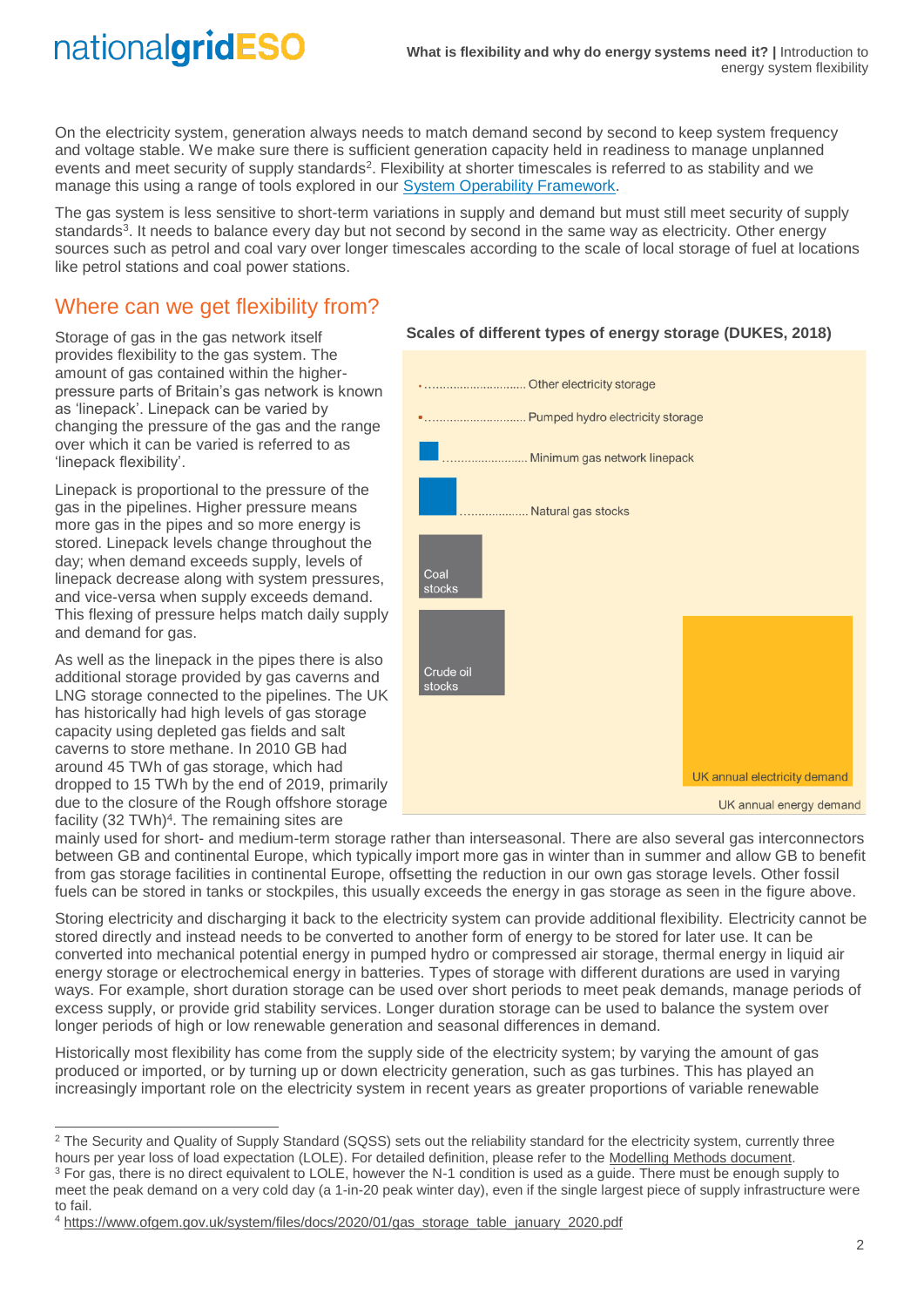On the electricity system, generation always needs to match demand second by second to keep system frequency and voltage stable. We make sure there is sufficient generation capacity held in readiness to manage unplanned events and meet security of supply standards[2]. Flexibility at shorter timescales is referred to as stability and we manage this using a range of tools explored in our System Operability Framework.

The gas system is less sensitive to short-term variations in supply and demand but must still meet security of supply standards[3]. It needs to balance every day but not second by second in the same way as electricity. Other energy sources such as petrol and coal vary over longer timescales according to the scale of local storage of fuel at locations like petrol stations and coal power stations.

## Where can we get flexibility from?

Storage of gas in the gas network itself provides flexibility to the gas system. The amount of gas contained within the higher-pressure parts of Britain's gas network is known as 'linepack'. Linepack can be varied by changing the pressure of the gas and the range over which it can be varied is referred to as 'linepack flexibility'.

Linepack is proportional to the pressure of the gas in the pipelines. Higher pressure means more gas in the pipes and so more energy is stored. Linepack levels change throughout the day; when demand exceeds supply, levels of linepack decrease along with system pressures, and vice-versa when supply exceeds demand. This flexing of pressure helps match daily supply and demand for gas.

**Scales of different types of energy storage (DUKES, 2018)**

- Other electricity storage
- Pumped hydro electricity storage
- Minimum gas network linepack
- Natural gas stocks
- Coal stocks
- Crude oil stocks
- UK annual electricity demand
- UK annual energy demand

As well as the linepack in the pipes there is also additional storage provided by gas caverns and LNG storage connected to the pipelines. The UK has historically had high levels of gas storage capacity using depleted gas fields and salt caverns to store methane. In 2010 GB had around 45 TWh of gas storage, which had dropped to 15 TWh by the end of 2019, primarily due to the closure of the Rough offshore storage facility (32 TWh)[4]. The remaining sites are mainly used for short- and medium-term storage rather than interseasonal. There are also several gas interconnectors between GB and continental Europe, which typically import more gas in winter than in summer and allow GB to benefit from gas storage facilities in continental Europe, offsetting the reduction in our own gas storage levels. Other fossil fuels can be stored in tanks or stockpiles, this usually exceeds the energy in gas storage as seen in the figure above.

Storing electricity and discharging it back to the electricity system can provide additional flexibility. Electricity cannot be stored directly and instead needs to be converted to another form of energy to be stored for later use. It can be converted into mechanical potential energy in pumped hydro or compressed air storage, thermal energy in liquid air energy storage or electrochemical energy in batteries. Types of storage with different durations are used in varying ways. For example, short duration storage can be used over short periods to meet peak demands, manage periods of excess supply, or provide grid stability services. Longer duration storage can be used to balance the system over longer periods of high or low renewable generation and seasonal differences in demand.

Historically most flexibility has come from the supply side of the electricity system; by varying the amount of gas produced or imported, or by turning up or down electricity generation, such as gas turbines. This has played an increasingly important role on the electricity system in recent years as greater proportions of variable renewable

---

[2] The Security and Quality of Supply Standard (SQSS) sets out the reliability standard for the electricity system, currently three hours per year loss of load expectation (LOLE). For detailed definition, please refer to the Modelling Methods document.

[3] For gas, there is no direct equivalent to LOLE, however the N-1 condition is used as a guide. There must be enough supply to meet the peak demand on a very cold day (a 1-in-20 peak winter day), even if the single largest piece of supply infrastructure were to fail.

[4] https://www.ofgem.gov.uk/system/files/docs/2020/01/gas_storage_table_january_2020.pdf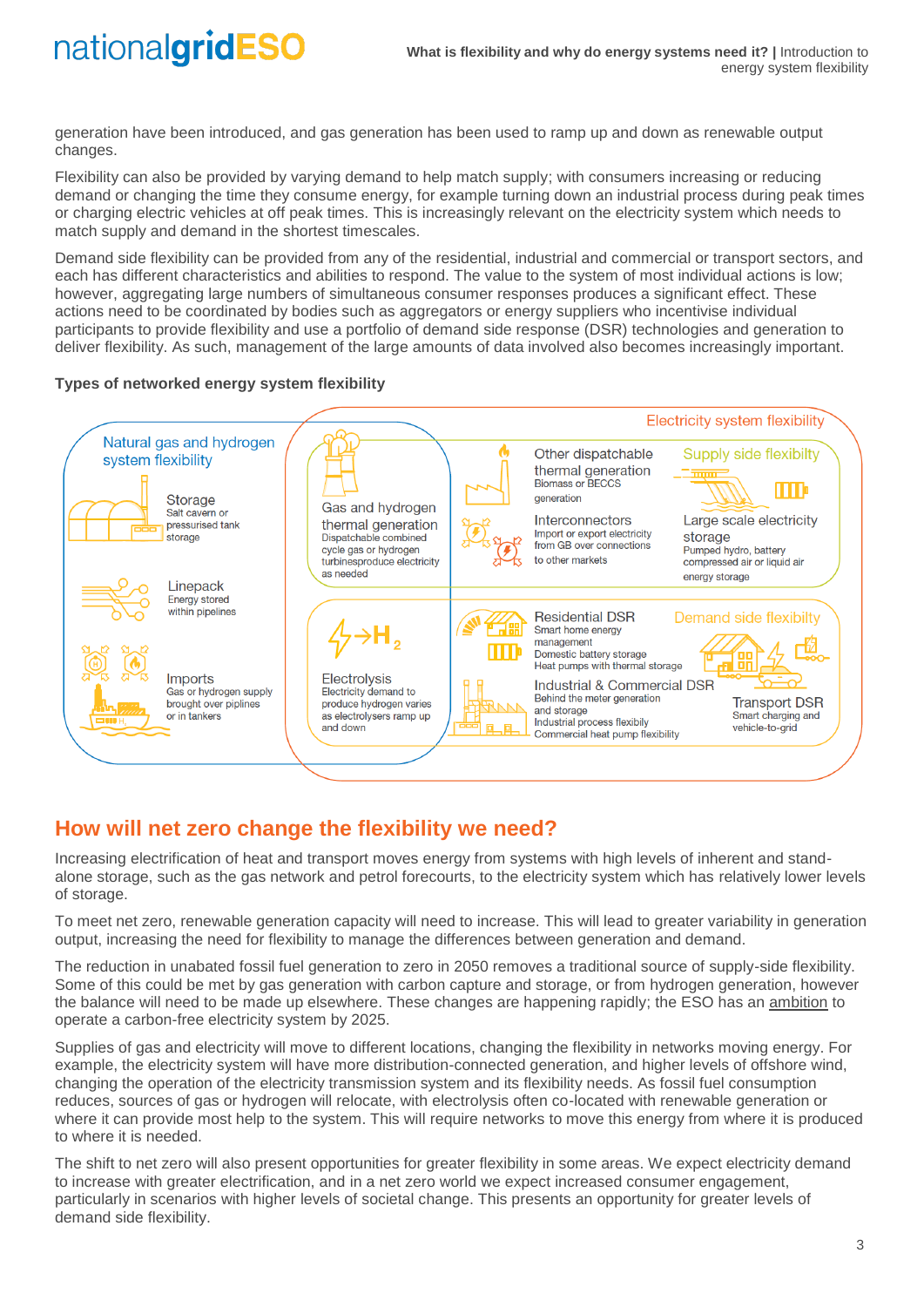generation have been introduced, and gas generation has been used to ramp up and down as renewable output changes.

Flexibility can also be provided by varying demand to help match supply; with consumers increasing or reducing demand or changing the time they consume energy, for example turning down an industrial process during peak times or charging electric vehicles at off peak times. This is increasingly relevant on the electricity system which needs to match supply and demand in the shortest timescales.

Demand side flexibility can be provided from any of the residential, industrial and commercial or transport sectors, and each has different characteristics and abilities to respond. The value to the system of most individual actions is low; however, aggregating large numbers of simultaneous consumer responses produces a significant effect. These actions need to be coordinated by bodies such as aggregators or energy suppliers who incentivise individual participants to provide flexibility and use a portfolio of demand side response (DSR) technologies and generation to deliver flexibility. As such, management of the large amounts of data involved also becomes increasingly important.

**Types of networked energy system flexibility**

Natural gas and hydrogen system flexibility

- Storage: Salt cavern or pressurised tank storage
- Linepack: Energy stored within pipelines
- Imports: Gas or hydrogen supply brought over piplines or in tankers

Gas and hydrogen thermal generation: Dispatchable combined cycle gas or hydrogen turbinesproduce electricity as needed

Electrolysis: Electricity demand to produce hydrogen varies as electrolysers ramp up and down

Electricity system flexibility

Supply side flexibilty

- Other dispatchable thermal generation: Biomass or BECCS generation
- Interconnectors: Import or export electricity from GB over connections to other markets
- Large scale electricity storage: Pumped hydro, battery compressed air or liquid air energy storage

Demand side flexibilty

- Residential DSR: Smart home energy management, Domestic battery storage, Heat pumps with thermal storage
- Industrial & Commercial DSR: Behind the meter generation and storage, Industrial process flexibily, Commercial heat pump flexibility
- Transport DSR: Smart charging and vehicle-to-grid

## How will net zero change the flexibility we need?

Increasing electrification of heat and transport moves energy from systems with high levels of inherent and stand-alone storage, such as the gas network and petrol forecourts, to the electricity system which has relatively lower levels of storage.

To meet net zero, renewable generation capacity will need to increase. This will lead to greater variability in generation output, increasing the need for flexibility to manage the differences between generation and demand.

The reduction in unabated fossil fuel generation to zero in 2050 removes a traditional source of supply-side flexibility. Some of this could be met by gas generation with carbon capture and storage, or from hydrogen generation, however the balance will need to be made up elsewhere. These changes are happening rapidly; the ESO has an ambition to operate a carbon-free electricity system by 2025.

Supplies of gas and electricity will move to different locations, changing the flexibility in networks moving energy. For example, the electricity system will have more distribution-connected generation, and higher levels of offshore wind, changing the operation of the electricity transmission system and its flexibility needs. As fossil fuel consumption reduces, sources of gas or hydrogen will relocate, with electrolysis often co-located with renewable generation or where it can provide most help to the system. This will require networks to move this energy from where it is produced to where it is needed.

The shift to net zero will also present opportunities for greater flexibility in some areas. We expect electricity demand to increase with greater electrification, and in a net zero world we expect increased consumer engagement, particularly in scenarios with higher levels of societal change. This presents an opportunity for greater levels of demand side flexibility.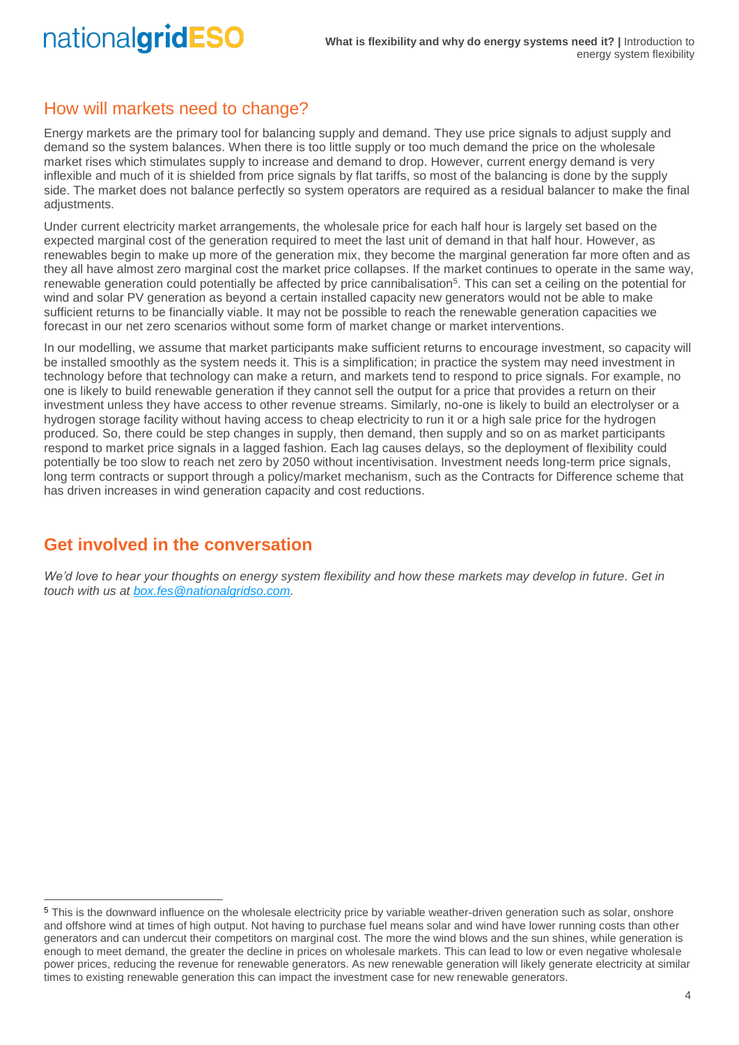## How will markets need to change?

Energy markets are the primary tool for balancing supply and demand. They use price signals to adjust supply and demand so the system balances. When there is too little supply or too much demand the price on the wholesale market rises which stimulates supply to increase and demand to drop. However, current energy demand is very inflexible and much of it is shielded from price signals by flat tariffs, so most of the balancing is done by the supply side. The market does not balance perfectly so system operators are required as a residual balancer to make the final adjustments.

Under current electricity market arrangements, the wholesale price for each half hour is largely set based on the expected marginal cost of the generation required to meet the last unit of demand in that half hour. However, as renewables begin to make up more of the generation mix, they become the marginal generation far more often and as they all have almost zero marginal cost the market price collapses. If the market continues to operate in the same way, renewable generation could potentially be affected by price cannibalisation[5]. This can set a ceiling on the potential for wind and solar PV generation as beyond a certain installed capacity new generators would not be able to make sufficient returns to be financially viable. It may not be possible to reach the renewable generation capacities we forecast in our net zero scenarios without some form of market change or market interventions.

In our modelling, we assume that market participants make sufficient returns to encourage investment, so capacity will be installed smoothly as the system needs it. This is a simplification; in practice the system may need investment in technology before that technology can make a return, and markets tend to respond to price signals. For example, no one is likely to build renewable generation if they cannot sell the output for a price that provides a return on their investment unless they have access to other revenue streams. Similarly, no-one is likely to build an electrolyser or a hydrogen storage facility without having access to cheap electricity to run it or a high sale price for the hydrogen produced. So, there could be step changes in supply, then demand, then supply and so on as market participants respond to market price signals in a lagged fashion. Each lag causes delays, so the deployment of flexibility could potentially be too slow to reach net zero by 2050 without incentivisation. Investment needs long-term price signals, long term contracts or support through a policy/market mechanism, such as the Contracts for Difference scheme that has driven increases in wind generation capacity and cost reductions.

## Get involved in the conversation

*We'd love to hear your thoughts on energy system flexibility and how these markets may develop in future. Get in touch with us at [box.fes@nationalgridso.com](mailto:box.fes@nationalgridso.com).*

---

[5] This is the downward influence on the wholesale electricity price by variable weather-driven generation such as solar, onshore and offshore wind at times of high output. Not having to purchase fuel means solar and wind have lower running costs than other generators and can undercut their competitors on marginal cost. The more the wind blows and the sun shines, while generation is enough to meet demand, the greater the decline in prices on wholesale markets. This can lead to low or even negative wholesale power prices, reducing the revenue for renewable generators. As new renewable generation will likely generate electricity at similar times to existing renewable generation this can impact the investment case for new renewable generators.